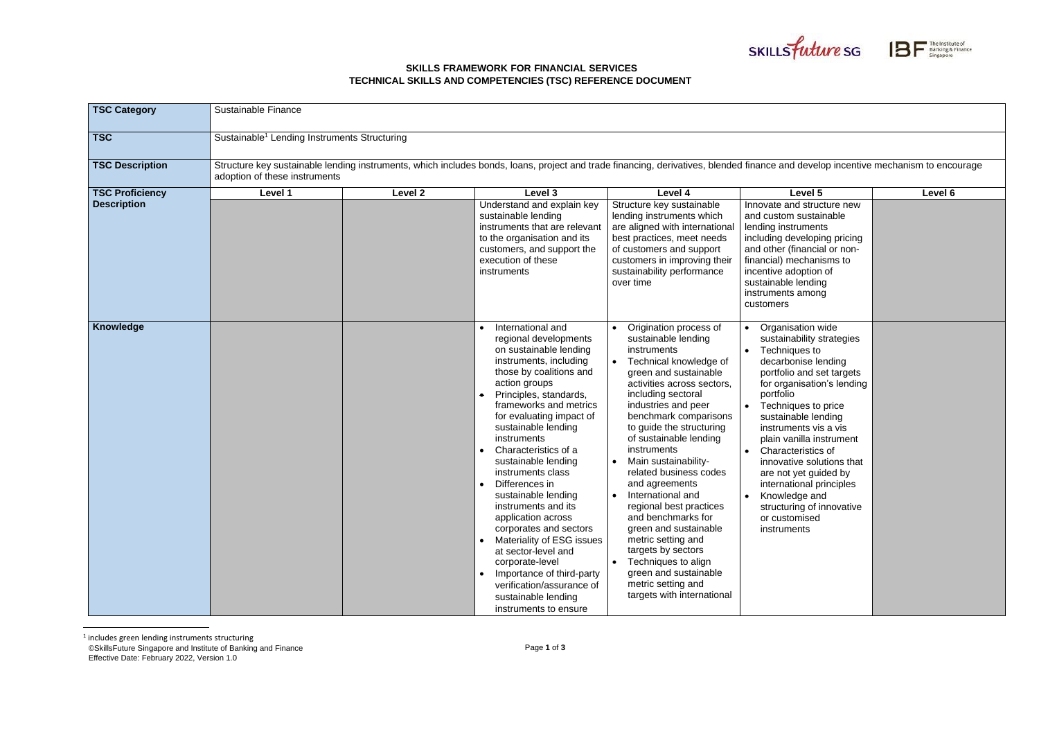**SKILLS FRAMEWORK FOR FINANCIAL SERVICES**
**TECHNICAL SKILLS AND COMPETENCIES (TSC) REFERENCE DOCUMENT**

| **TSC Category** | Sustainable Finance | | | | | |
|---|---|---|---|---|---|---|
| **TSC** | Sustainable[1] Lending Instruments Structuring | | | | | |
| **TSC Description** | Structure key sustainable lending instruments, which includes bonds, loans, project and trade financing, derivatives, blended finance and develop incentive mechanism to encourage adoption of these instruments | | | | | |
| **TSC Proficiency Description** | **Level 1** | **Level 2** | **Level 3** | **Level 4** | **Level 5** | **Level 6** |
| | | | Understand and explain key sustainable lending instruments that are relevant to the organisation and its customers, and support the execution of these instruments | Structure key sustainable lending instruments which are aligned with international best practices, meet needs of customers and support customers in improving their sustainability performance over time | Innovate and structure new and custom sustainable lending instruments including developing pricing and other (financial or non-financial) mechanisms to incentive adoption of sustainable lending instruments among customers | |
| **Knowledge** | | | • International and regional developments on sustainable lending instruments, including those by coalitions and action groups<br>• Principles, standards, frameworks and metrics for evaluating impact of sustainable lending instruments<br>• Characteristics of a sustainable lending instruments class<br>• Differences in sustainable lending instruments and its application across corporates and sectors<br>• Materiality of ESG issues at sector-level and corporate-level<br>• Importance of third-party verification/assurance of sustainable lending instruments to ensure | • Origination process of sustainable lending instruments<br>• Technical knowledge of green and sustainable activities across sectors, including sectoral industries and peer benchmark comparisons to guide the structuring of sustainable lending instruments<br>• Main sustainability-related business codes and agreements<br>• International and regional best practices and benchmarks for green and sustainable metric setting and targets by sectors<br>• Techniques to align green and sustainable metric setting and targets with international | • Organisation wide sustainability strategies<br>• Techniques to decarbonise lending portfolio and set targets for organisation's lending portfolio<br>• Techniques to price sustainable lending instruments vis a vis plain vanilla instrument<br>• Characteristics of innovative solutions that are not yet guided by international principles<br>• Knowledge and structuring of innovative or customised instruments | |

[1] includes green lending instruments structuring

©SkillsFuture Singapore and Institute of Banking and Finance
Effective Date: February 2022, Version 1.0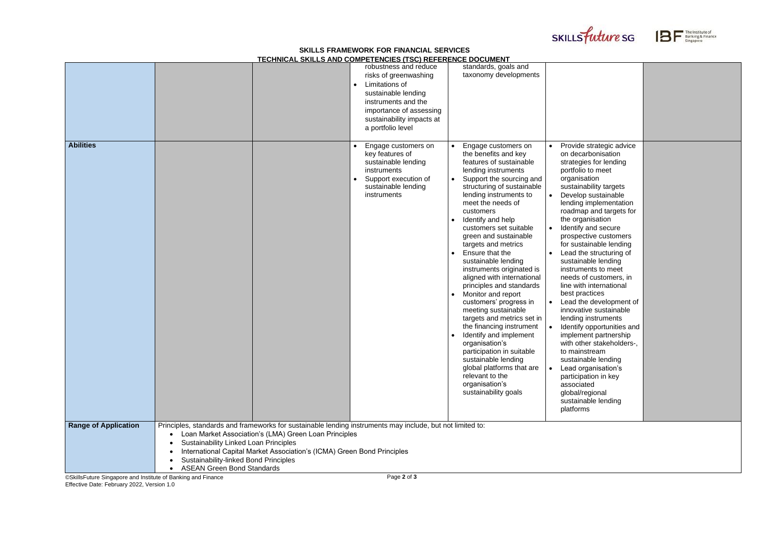**SKILLS FRAMEWORK FOR FINANCIAL SERVICES**
**TECHNICAL SKILLS AND COMPETENCIES (TSC) REFERENCE DOCUMENT**

| | | | | | | |
|---|---|---|---|---|---|---|
| | | | robustness and reduce risks of greenwashing<br>• Limitations of sustainable lending instruments and the importance of assessing sustainability impacts at a portfolio level | standards, goals and taxonomy developments | | |
| **Abilities** | | | • Engage customers on key features of sustainable lending instruments<br>• Support execution of sustainable lending instruments | • Engage customers on the benefits and key features of sustainable lending instruments<br>• Support the sourcing and structuring of sustainable lending instruments to meet the needs of customers<br>• Identify and help customers set suitable green and sustainable targets and metrics<br>• Ensure that the sustainable lending instruments originated is aligned with international principles and standards<br>• Monitor and report customers' progress in meeting sustainable targets and metrics set in the financing instrument<br>• Identify and implement organisation's participation in suitable sustainable lending global platforms that are relevant to the organisation's sustainability goals | • Provide strategic advice on decarbonisation strategies for lending portfolio to meet organisation sustainability targets<br>• Develop sustainable lending implementation roadmap and targets for the organisation<br>• Identify and secure prospective customers for sustainable lending<br>• Lead the structuring of sustainable lending instruments to meet needs of customers, in line with international best practices<br>• Lead the development of innovative sustainable lending instruments<br>• Identify opportunities and implement partnership with other stakeholders-, to mainstream sustainable lending<br>• Lead organisation's participation in key associated global/regional sustainable lending platforms | |
| **Range of Application** | Principles, standards and frameworks for sustainable lending instruments may include, but not limited to:<br>• Loan Market Association's (LMA) Green Loan Principles<br>• Sustainability Linked Loan Principles<br>• International Capital Market Association's (ICMA) Green Bond Principles<br>• Sustainability-linked Bond Principles<br>• ASEAN Green Bond Standards | | | | | |

©SkillsFuture Singapore and Institute of Banking and Finance
Effective Date: February 2022, Version 1.0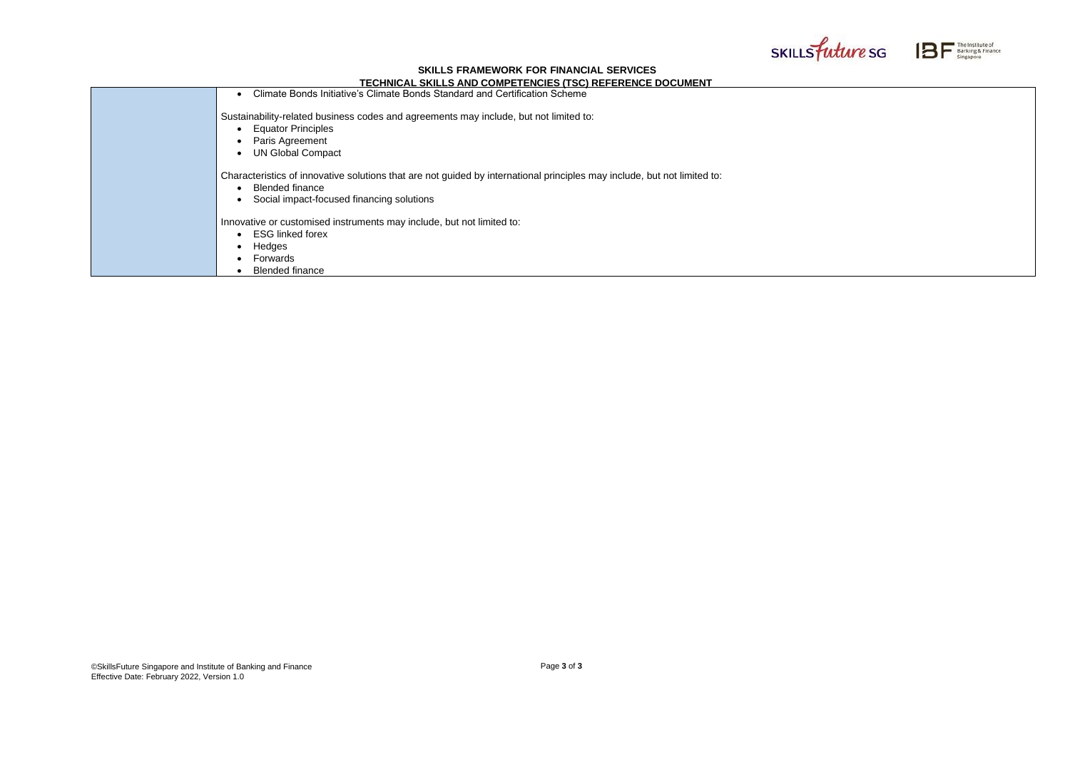| | |
|---|---|
| | • Climate Bonds Initiative's Climate Bonds Standard and Certification Scheme<br><br>Sustainability-related business codes and agreements may include, but not limited to:<br>• Equator Principles<br>• Paris Agreement<br>• UN Global Compact<br><br>Characteristics of innovative solutions that are not guided by international principles may include, but not limited to:<br>• Blended finance<br>• Social impact-focused financing solutions<br><br>Innovative or customised instruments may include, but not limited to:<br>• ESG linked forex<br>• Hedges<br>• Forwards<br>• Blended finance |